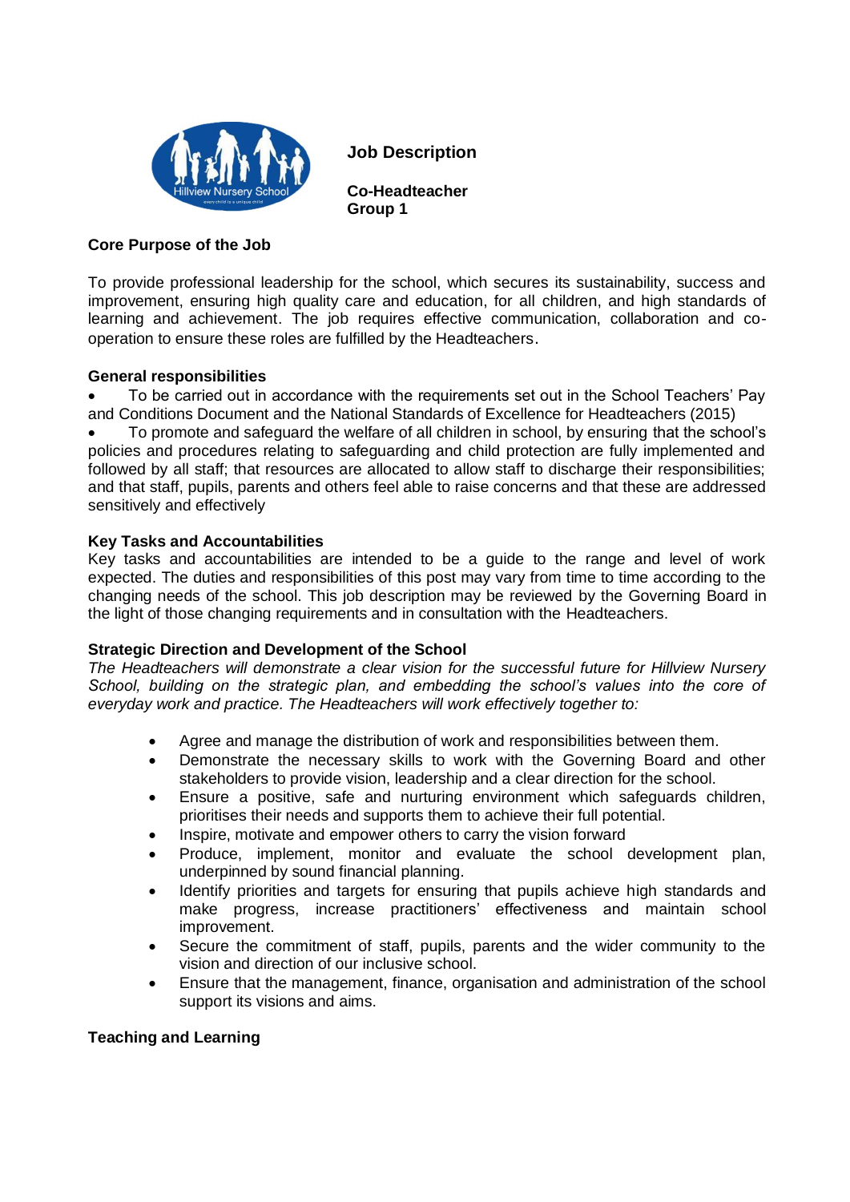# Job Description

**Co-Headteacher**
**Group 1**

## Core Purpose of the Job

To provide professional leadership for the school, which secures its sustainability, success and improvement, ensuring high quality care and education, for all children, and high standards of learning and achievement. The job requires effective communication, collaboration and co-operation to ensure these roles are fulfilled by the Headteachers.

## General responsibilities

- To be carried out in accordance with the requirements set out in the School Teachers' Pay and Conditions Document and the National Standards of Excellence for Headteachers (2015)
- To promote and safeguard the welfare of all children in school, by ensuring that the school's policies and procedures relating to safeguarding and child protection are fully implemented and followed by all staff; that resources are allocated to allow staff to discharge their responsibilities; and that staff, pupils, parents and others feel able to raise concerns and that these are addressed sensitively and effectively

## Key Tasks and Accountabilities

Key tasks and accountabilities are intended to be a guide to the range and level of work expected. The duties and responsibilities of this post may vary from time to time according to the changing needs of the school. This job description may be reviewed by the Governing Board in the light of those changing requirements and in consultation with the Headteachers.

## Strategic Direction and Development of the School

*The Headteachers will demonstrate a clear vision for the successful future for Hillview Nursery School, building on the strategic plan, and embedding the school's values into the core of everyday work and practice. The Headteachers will work effectively together to:*

- Agree and manage the distribution of work and responsibilities between them.
- Demonstrate the necessary skills to work with the Governing Board and other stakeholders to provide vision, leadership and a clear direction for the school.
- Ensure a positive, safe and nurturing environment which safeguards children, prioritises their needs and supports them to achieve their full potential.
- Inspire, motivate and empower others to carry the vision forward
- Produce, implement, monitor and evaluate the school development plan, underpinned by sound financial planning.
- Identify priorities and targets for ensuring that pupils achieve high standards and make progress, increase practitioners' effectiveness and maintain school improvement.
- Secure the commitment of staff, pupils, parents and the wider community to the vision and direction of our inclusive school.
- Ensure that the management, finance, organisation and administration of the school support its visions and aims.

## Teaching and Learning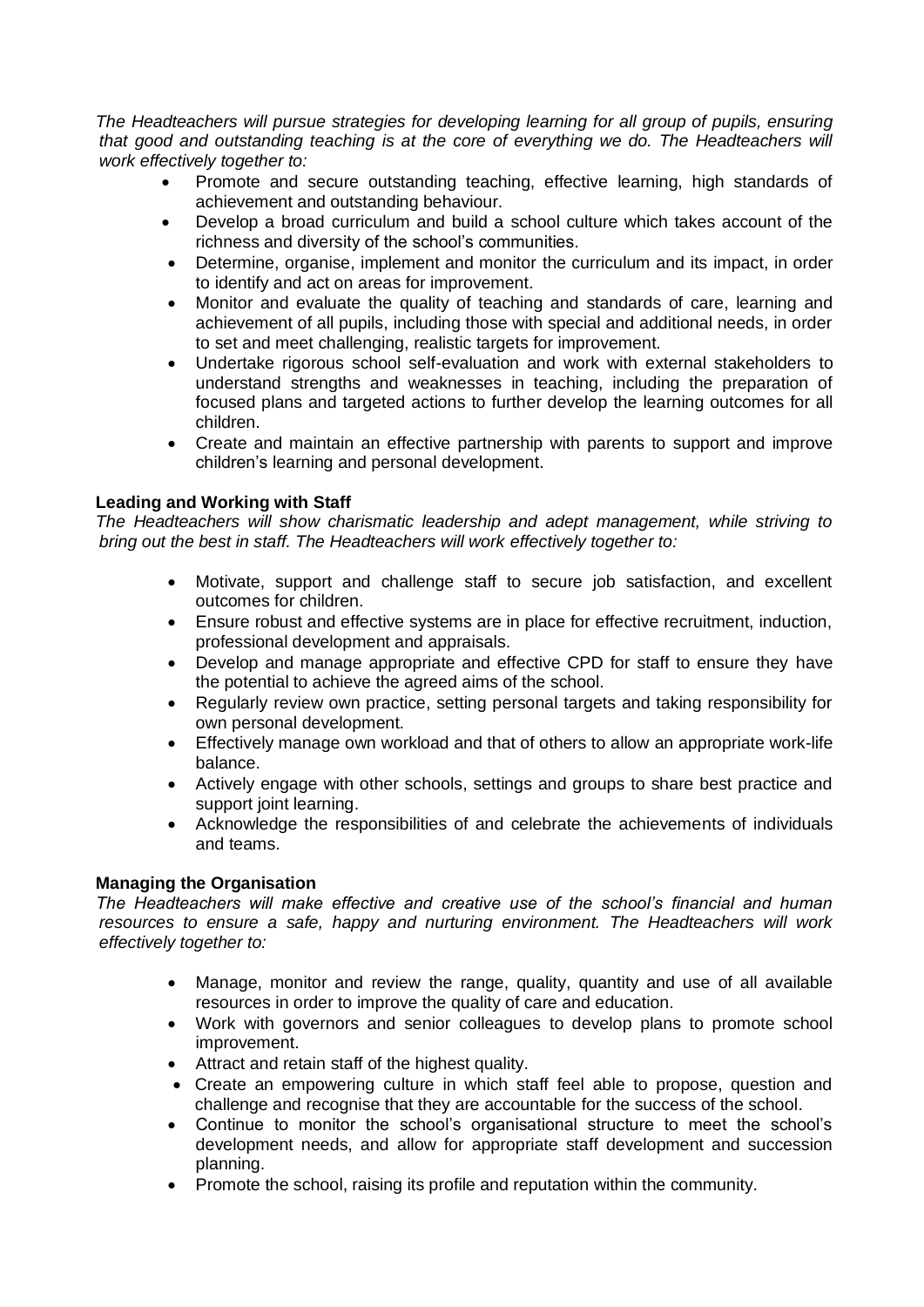*The Headteachers will pursue strategies for developing learning for all group of pupils, ensuring that good and outstanding teaching is at the core of everything we do. The Headteachers will work effectively together to:*

- Promote and secure outstanding teaching, effective learning, high standards of achievement and outstanding behaviour.
- Develop a broad curriculum and build a school culture which takes account of the richness and diversity of the school's communities.
- Determine, organise, implement and monitor the curriculum and its impact, in order to identify and act on areas for improvement.
- Monitor and evaluate the quality of teaching and standards of care, learning and achievement of all pupils, including those with special and additional needs, in order to set and meet challenging, realistic targets for improvement.
- Undertake rigorous school self-evaluation and work with external stakeholders to understand strengths and weaknesses in teaching, including the preparation of focused plans and targeted actions to further develop the learning outcomes for all children.
- Create and maintain an effective partnership with parents to support and improve children's learning and personal development.

**Leading and Working with Staff**

*The Headteachers will show charismatic leadership and adept management, while striving to bring out the best in staff. The Headteachers will work effectively together to:*

- Motivate, support and challenge staff to secure job satisfaction, and excellent outcomes for children.
- Ensure robust and effective systems are in place for effective recruitment, induction, professional development and appraisals.
- Develop and manage appropriate and effective CPD for staff to ensure they have the potential to achieve the agreed aims of the school.
- Regularly review own practice, setting personal targets and taking responsibility for own personal development.
- Effectively manage own workload and that of others to allow an appropriate work-life balance.
- Actively engage with other schools, settings and groups to share best practice and support joint learning.
- Acknowledge the responsibilities of and celebrate the achievements of individuals and teams.

**Managing the Organisation**

*The Headteachers will make effective and creative use of the school's financial and human resources to ensure a safe, happy and nurturing environment. The Headteachers will work effectively together to:*

- Manage, monitor and review the range, quality, quantity and use of all available resources in order to improve the quality of care and education.
- Work with governors and senior colleagues to develop plans to promote school improvement.
- Attract and retain staff of the highest quality.
- Create an empowering culture in which staff feel able to propose, question and challenge and recognise that they are accountable for the success of the school.
- Continue to monitor the school's organisational structure to meet the school's development needs, and allow for appropriate staff development and succession planning.
- Promote the school, raising its profile and reputation within the community.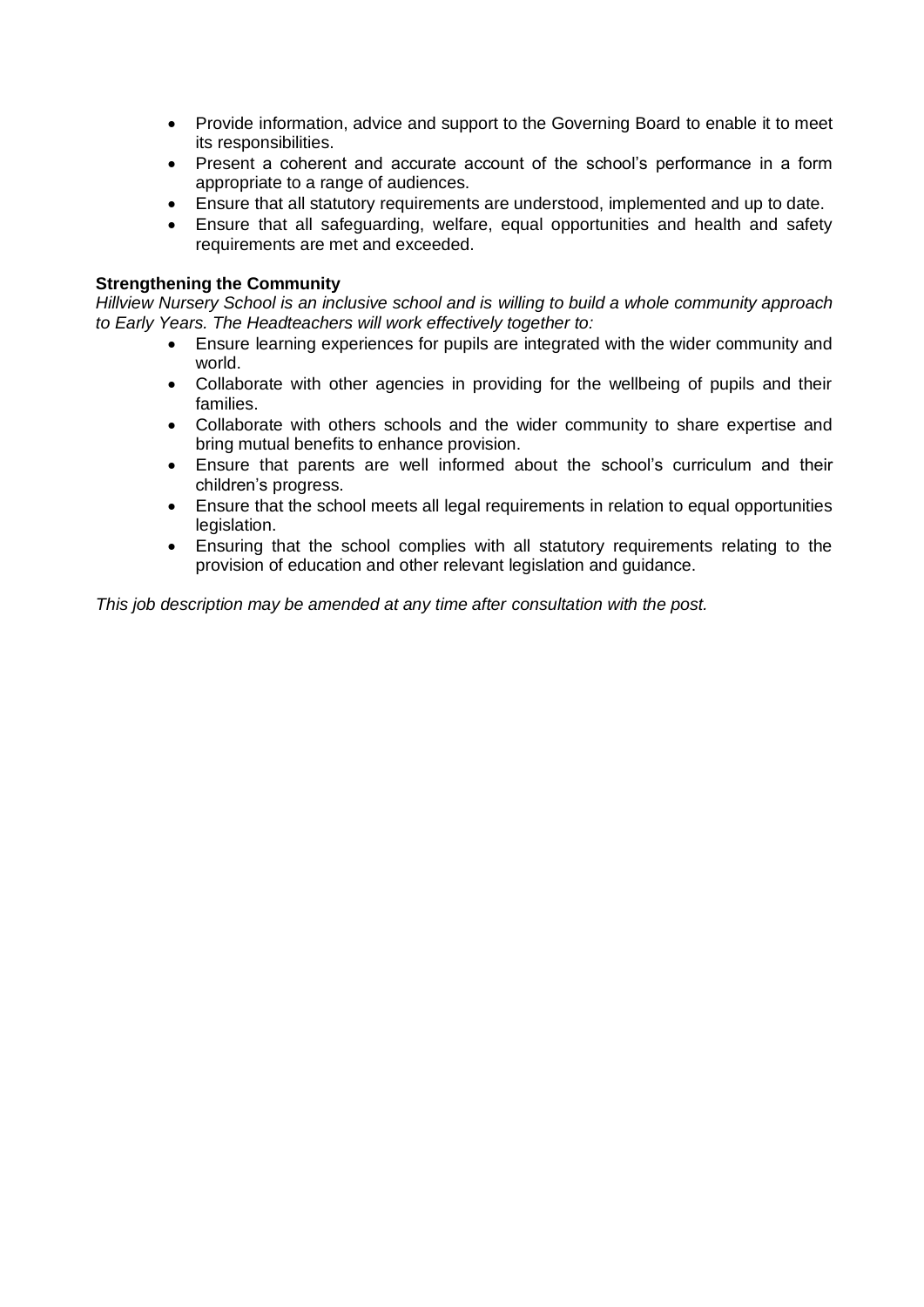- Provide information, advice and support to the Governing Board to enable it to meet its responsibilities.
- Present a coherent and accurate account of the school's performance in a form appropriate to a range of audiences.
- Ensure that all statutory requirements are understood, implemented and up to date.
- Ensure that all safeguarding, welfare, equal opportunities and health and safety requirements are met and exceeded.

**Strengthening the Community**

*Hillview Nursery School is an inclusive school and is willing to build a whole community approach to Early Years. The Headteachers will work effectively together to:*

- Ensure learning experiences for pupils are integrated with the wider community and world.
- Collaborate with other agencies in providing for the wellbeing of pupils and their families.
- Collaborate with others schools and the wider community to share expertise and bring mutual benefits to enhance provision.
- Ensure that parents are well informed about the school's curriculum and their children's progress.
- Ensure that the school meets all legal requirements in relation to equal opportunities legislation.
- Ensuring that the school complies with all statutory requirements relating to the provision of education and other relevant legislation and guidance.

*This job description may be amended at any time after consultation with the post.*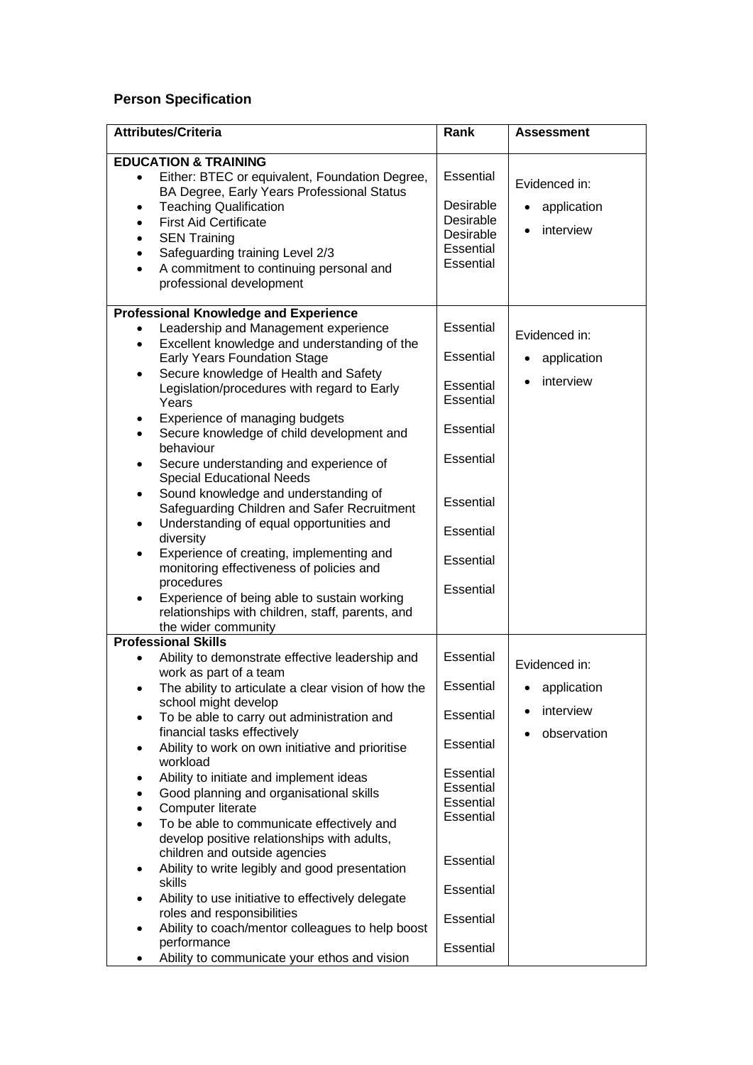## Person Specification

| Attributes/Criteria | Rank | Assessment |
|---|---|---|
| **EDUCATION & TRAINING** | | |
| • Either: BTEC or equivalent, Foundation Degree, BA Degree, Early Years Professional Status | Essential | Evidenced in: • application • interview |
| • Teaching Qualification | Desirable | |
| • First Aid Certificate | Desirable | |
| • SEN Training | Desirable | |
| • Safeguarding training Level 2/3 | Essential | |
| • A commitment to continuing personal and professional development | Essential | |
| **Professional Knowledge and Experience** | | |
| • Leadership and Management experience | Essential | Evidenced in: • application • interview |
| • Excellent knowledge and understanding of the Early Years Foundation Stage | Essential | |
| • Secure knowledge of Health and Safety Legislation/procedures with regard to Early Years | Essential | |
| • Experience of managing budgets | Essential | |
| • Secure knowledge of child development and behaviour | Essential | |
| • Secure understanding and experience of Special Educational Needs | Essential | |
| • Sound knowledge and understanding of Safeguarding Children and Safer Recruitment | Essential | |
| • Understanding of equal opportunities and diversity | Essential | |
| • Experience of creating, implementing and monitoring effectiveness of policies and procedures | Essential | |
| • Experience of being able to sustain working relationships with children, staff, parents, and the wider community | Essential | |
| **Professional Skills** | | |
| • Ability to demonstrate effective leadership and work as part of a team | Essential | Evidenced in: • application • interview • observation |
| • The ability to articulate a clear vision of how the school might develop | Essential | |
| • To be able to carry out administration and financial tasks effectively | Essential | |
| • Ability to work on own initiative and prioritise workload | Essential | |
| • Ability to initiate and implement ideas | Essential | |
| • Good planning and organisational skills | Essential | |
| • Computer literate | Essential | |
| • To be able to communicate effectively and develop positive relationships with adults, children and outside agencies | Essential | |
| • Ability to write legibly and good presentation skills | Essential | |
| • Ability to use initiative to effectively delegate roles and responsibilities | Essential | |
| • Ability to coach/mentor colleagues to help boost performance | Essential | |
| • Ability to communicate your ethos and vision | Essential | |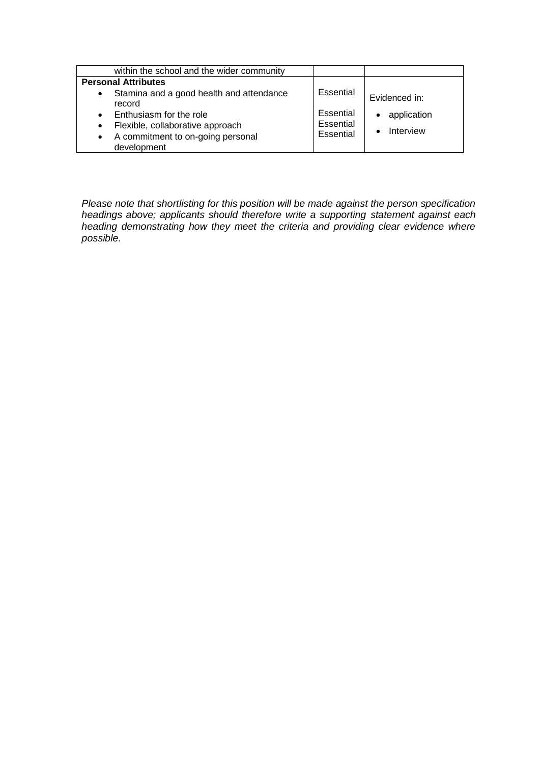| | | |
|---|---|---|
| within the school and the wider community | | |
| **Personal Attributes**<br>• Stamina and a good health and attendance record<br>• Enthusiasm for the role<br>• Flexible, collaborative approach<br>• A commitment to on-going personal development | Essential<br><br>Essential<br>Essential<br>Essential | Evidenced in:<br>• application<br>• Interview |

*Please note that shortlisting for this position will be made against the person specification headings above; applicants should therefore write a supporting statement against each heading demonstrating how they meet the criteria and providing clear evidence where possible.*